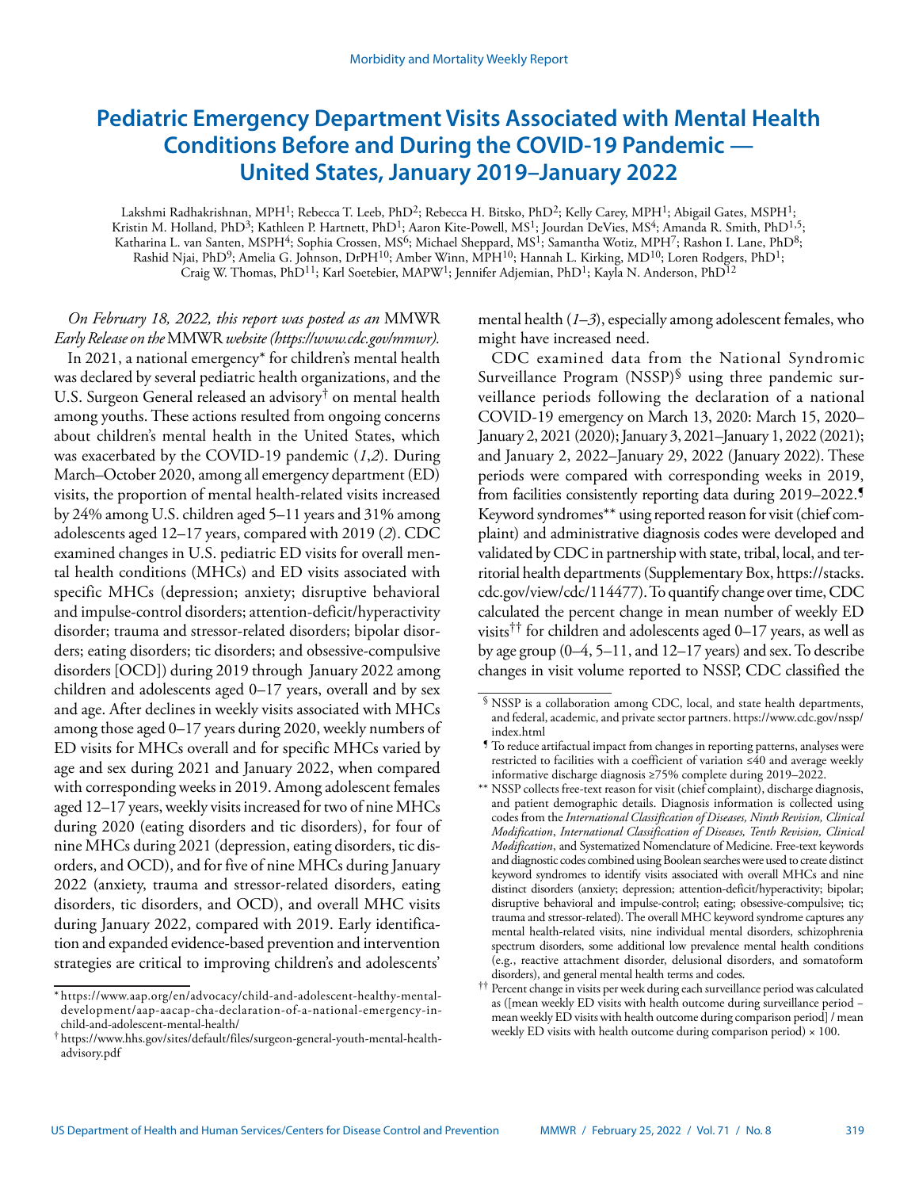# Pediatric Emergency Department Visits Associated with Mental Health Conditions Before and During the COVID-19 Pandemic — United States, January 2019–January 2022

Lakshmi Radhakrishnan, MPH[1]; Rebecca T. Leeb, PhD[2]; Rebecca H. Bitsko, PhD[2]; Kelly Carey, MPH[1]; Abigail Gates, MSPH[1]; Kristin M. Holland, PhD[3]; Kathleen P. Hartnett, PhD[1]; Aaron Kite-Powell, MS[1]; Jourdan DeVies, MS[4]; Amanda R. Smith, PhD[1,5]; Katharina L. van Santen, MSPH[4]; Sophia Crossen, MS[6]; Michael Sheppard, MS[1]; Samantha Wotiz, MPH[7]; Rashon I. Lane, PhD[8]; Rashid Njai, PhD[9]; Amelia G. Johnson, DrPH[10]; Amber Winn, MPH[10]; Hannah L. Kirking, MD[10]; Loren Rodgers, PhD[1]; Craig W. Thomas, PhD[11]; Karl Soetebier, MAPW[1]; Jennifer Adjemian, PhD[1]; Kayla N. Anderson, PhD[12]

*On February 18, 2022, this report was posted as an* MMWR *Early Release on the* MMWR *website (https://www.cdc.gov/mmwr).*

In 2021, a national emergency* for children's mental health was declared by several pediatric health organizations, and the U.S. Surgeon General released an advisory† on mental health among youths. These actions resulted from ongoing concerns about children's mental health in the United States, which was exacerbated by the COVID-19 pandemic (*1*,*2*). During March–October 2020, among all emergency department (ED) visits, the proportion of mental health-related visits increased by 24% among U.S. children aged 5–11 years and 31% among adolescents aged 12–17 years, compared with 2019 (*2*). CDC examined changes in U.S. pediatric ED visits for overall mental health conditions (MHCs) and ED visits associated with specific MHCs (depression; anxiety; disruptive behavioral and impulse-control disorders; attention-deficit/hyperactivity disorder; trauma and stressor-related disorders; bipolar disorders; eating disorders; tic disorders; and obsessive-compulsive disorders [OCD]) during 2019 through January 2022 among children and adolescents aged 0–17 years, overall and by sex and age. After declines in weekly visits associated with MHCs among those aged 0–17 years during 2020, weekly numbers of ED visits for MHCs overall and for specific MHCs varied by age and sex during 2021 and January 2022, when compared with corresponding weeks in 2019. Among adolescent females aged 12–17 years, weekly visits increased for two of nine MHCs during 2020 (eating disorders and tic disorders), for four of nine MHCs during 2021 (depression, eating disorders, tic disorders, and OCD), and for five of nine MHCs during January 2022 (anxiety, trauma and stressor-related disorders, eating disorders, tic disorders, and OCD), and overall MHC visits during January 2022, compared with 2019. Early identification and expanded evidence-based prevention and intervention strategies are critical to improving children's and adolescents' mental health (*1*–*3*), especially among adolescent females, who might have increased need.

CDC examined data from the National Syndromic Surveillance Program (NSSP)§ using three pandemic surveillance periods following the declaration of a national COVID-19 emergency on March 13, 2020: March 15, 2020–January 2, 2021 (2020); January 3, 2021–January 1, 2022 (2021); and January 2, 2022–January 29, 2022 (January 2022). These periods were compared with corresponding weeks in 2019, from facilities consistently reporting data during 2019–2022.¶ Keyword syndromes** using reported reason for visit (chief complaint) and administrative diagnosis codes were developed and validated by CDC in partnership with state, tribal, local, and territorial health departments (Supplementary Box, https://stacks.cdc.gov/view/cdc/114477). To quantify change over time, CDC calculated the percent change in mean number of weekly ED visits†† for children and adolescents aged 0–17 years, as well as by age group (0–4, 5–11, and 12–17 years) and sex. To describe changes in visit volume reported to NSSP, CDC classified the

---

\* https://www.aap.org/en/advocacy/child-and-adolescent-healthy-mental-development/aap-aacap-cha-declaration-of-a-national-emergency-in-child-and-adolescent-mental-health/

† https://www.hhs.gov/sites/default/files/surgeon-general-youth-mental-health-advisory.pdf

§ NSSP is a collaboration among CDC, local, and state health departments, and federal, academic, and private sector partners. https://www.cdc.gov/nssp/index.html

¶ To reduce artifactual impact from changes in reporting patterns, analyses were restricted to facilities with a coefficient of variation ≤40 and average weekly informative discharge diagnosis ≥75% complete during 2019–2022.

** NSSP collects free-text reason for visit (chief complaint), discharge diagnosis, and patient demographic details. Diagnosis information is collected using codes from the *International Classification of Diseases, Ninth Revision, Clinical Modification*, *International Classification of Diseases, Tenth Revision, Clinical Modification*, and Systematized Nomenclature of Medicine. Free-text keywords and diagnostic codes combined using Boolean searches were used to create distinct keyword syndromes to identify visits associated with overall MHCs and nine distinct disorders (anxiety; depression; attention-deficit/hyperactivity; bipolar; disruptive behavioral and impulse-control; eating; obsessive-compulsive; tic; trauma and stressor-related). The overall MHC keyword syndrome captures any mental health-related visits, nine individual mental disorders, schizophrenia spectrum disorders, some additional low prevalence mental health conditions (e.g., reactive attachment disorder, delusional disorders, and somatoform disorders), and general mental health terms and codes.

†† Percent change in visits per week during each surveillance period was calculated as ([mean weekly ED visits with health outcome during surveillance period − mean weekly ED visits with health outcome during comparison period] / mean weekly ED visits with health outcome during comparison period) × 100.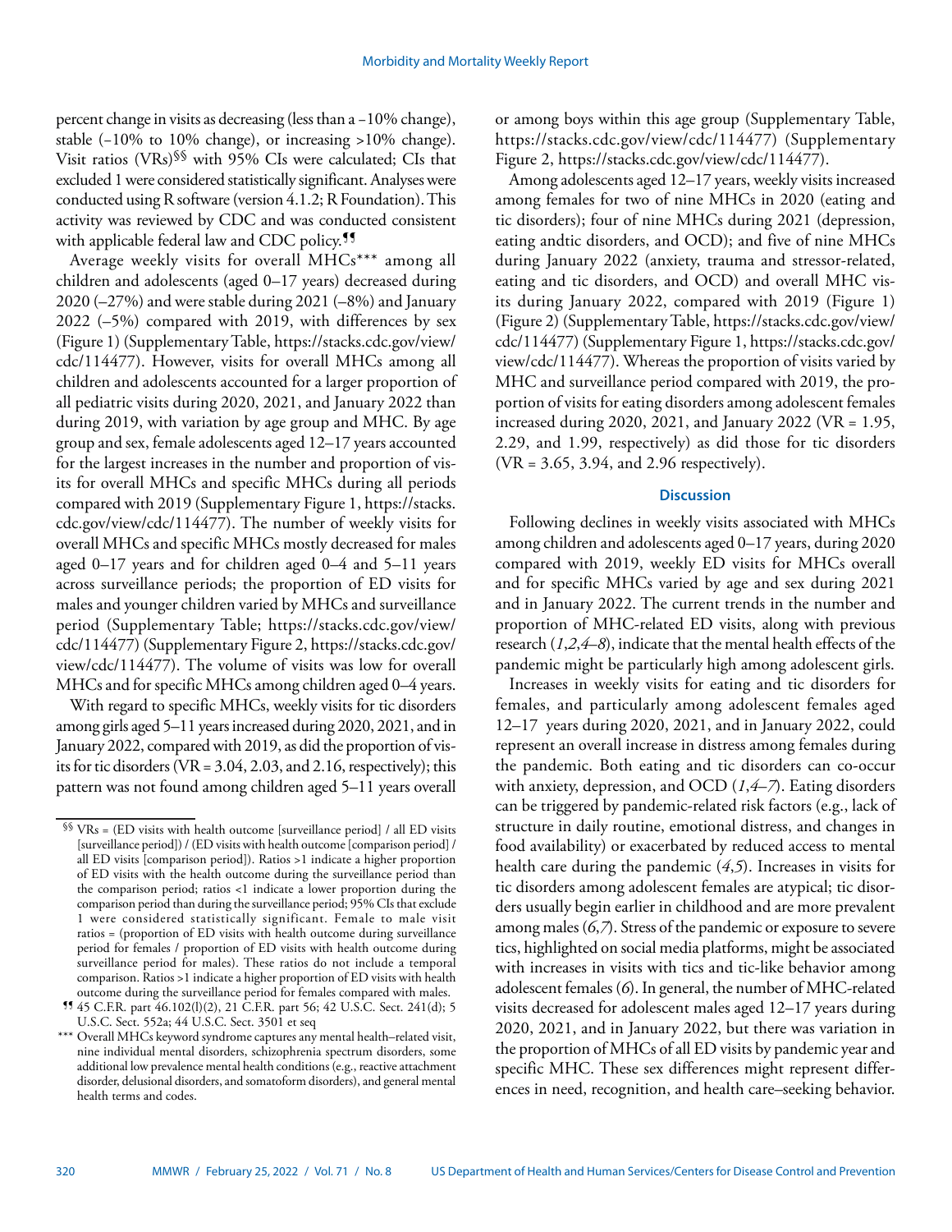percent change in visits as decreasing (less than a −10% change), stable (−10% to 10% change), or increasing >10% change). Visit ratios (VRs)[§§] with 95% CIs were calculated; CIs that excluded 1 were considered statistically significant. Analyses were conducted using R software (version 4.1.2; R Foundation). This activity was reviewed by CDC and was conducted consistent with applicable federal law and CDC policy.[¶¶]

Average weekly visits for overall MHCs[***] among all children and adolescents (aged 0–17 years) decreased during 2020 (–27%) and were stable during 2021 (–8%) and January 2022 (–5%) compared with 2019, with differences by sex (Figure 1) (Supplementary Table, https://stacks.cdc.gov/view/cdc/114477). However, visits for overall MHCs among all children and adolescents accounted for a larger proportion of all pediatric visits during 2020, 2021, and January 2022 than during 2019, with variation by age group and MHC. By age group and sex, female adolescents aged 12–17 years accounted for the largest increases in the number and proportion of visits for overall MHCs and specific MHCs during all periods compared with 2019 (Supplementary Figure 1, https://stacks.cdc.gov/view/cdc/114477). The number of weekly visits for overall MHCs and specific MHCs mostly decreased for males aged 0–17 years and for children aged 0–4 and 5–11 years across surveillance periods; the proportion of ED visits for males and younger children varied by MHCs and surveillance period (Supplementary Table; https://stacks.cdc.gov/view/cdc/114477) (Supplementary Figure 2, https://stacks.cdc.gov/view/cdc/114477). The volume of visits was low for overall MHCs and for specific MHCs among children aged 0–4 years.

With regard to specific MHCs, weekly visits for tic disorders among girls aged 5–11 years increased during 2020, 2021, and in January 2022, compared with 2019, as did the proportion of visits for tic disorders (VR = 3.04, 2.03, and 2.16, respectively); this pattern was not found among children aged 5–11 years overall or among boys within this age group (Supplementary Table, https://stacks.cdc.gov/view/cdc/114477) (Supplementary Figure 2, https://stacks.cdc.gov/view/cdc/114477).

Among adolescents aged 12–17 years, weekly visits increased among females for two of nine MHCs in 2020 (eating and tic disorders); four of nine MHCs during 2021 (depression, eating andtic disorders, and OCD); and five of nine MHCs during January 2022 (anxiety, trauma and stressor-related, eating and tic disorders, and OCD) and overall MHC visits during January 2022, compared with 2019 (Figure 1) (Figure 2) (Supplementary Table, https://stacks.cdc.gov/view/cdc/114477) (Supplementary Figure 1, https://stacks.cdc.gov/view/cdc/114477). Whereas the proportion of visits varied by MHC and surveillance period compared with 2019, the proportion of visits for eating disorders among adolescent females increased during 2020, 2021, and January 2022 (VR = 1.95, 2.29, and 1.99, respectively) as did those for tic disorders (VR = 3.65, 3.94, and 2.96 respectively).

## Discussion

Following declines in weekly visits associated with MHCs among children and adolescents aged 0–17 years, during 2020 compared with 2019, weekly ED visits for MHCs overall and for specific MHCs varied by age and sex during 2021 and in January 2022. The current trends in the number and proportion of MHC-related ED visits, along with previous research (*1*,*2*,*4*–*8*), indicate that the mental health effects of the pandemic might be particularly high among adolescent girls.

Increases in weekly visits for eating and tic disorders for females, and particularly among adolescent females aged 12–17 years during 2020, 2021, and in January 2022, could represent an overall increase in distress among females during the pandemic. Both eating and tic disorders can co-occur with anxiety, depression, and OCD (*1*,*4*–*7*). Eating disorders can be triggered by pandemic-related risk factors (e.g., lack of structure in daily routine, emotional distress, and changes in food availability) or exacerbated by reduced access to mental health care during the pandemic (*4*,*5*). Increases in visits for tic disorders among adolescent females are atypical; tic disorders usually begin earlier in childhood and are more prevalent among males (*6*,*7*). Stress of the pandemic or exposure to severe tics, highlighted on social media platforms, might be associated with increases in visits with tics and tic-like behavior among adolescent females (*6*). In general, the number of MHC-related visits decreased for adolescent males aged 12–17 years during 2020, 2021, and in January 2022, but there was variation in the proportion of MHCs of all ED visits by pandemic year and specific MHC. These sex differences might represent differences in need, recognition, and health care–seeking behavior.

---

[§§] VRs = (ED visits with health outcome [surveillance period] / all ED visits [surveillance period]) / (ED visits with health outcome [comparison period] / all ED visits [comparison period]). Ratios >1 indicate a higher proportion of ED visits with the health outcome during the surveillance period than the comparison period; ratios <1 indicate a lower proportion during the comparison period than during the surveillance period; 95% CIs that exclude 1 were considered statistically significant. Female to male visit ratios = (proportion of ED visits with health outcome during surveillance period for females / proportion of ED visits with health outcome during surveillance period for males). These ratios do not include a temporal comparison. Ratios >1 indicate a higher proportion of ED visits with health outcome during the surveillance period for females compared with males.

[¶¶] 45 C.F.R. part 46.102(l)(2), 21 C.F.R. part 56; 42 U.S.C. Sect. 241(d); 5 U.S.C. Sect. 552a; 44 U.S.C. Sect. 3501 et seq

[***] Overall MHCs keyword syndrome captures any mental health–related visit, nine individual mental disorders, schizophrenia spectrum disorders, some additional low prevalence mental health conditions (e.g., reactive attachment disorder, delusional disorders, and somatoform disorders), and general mental health terms and codes.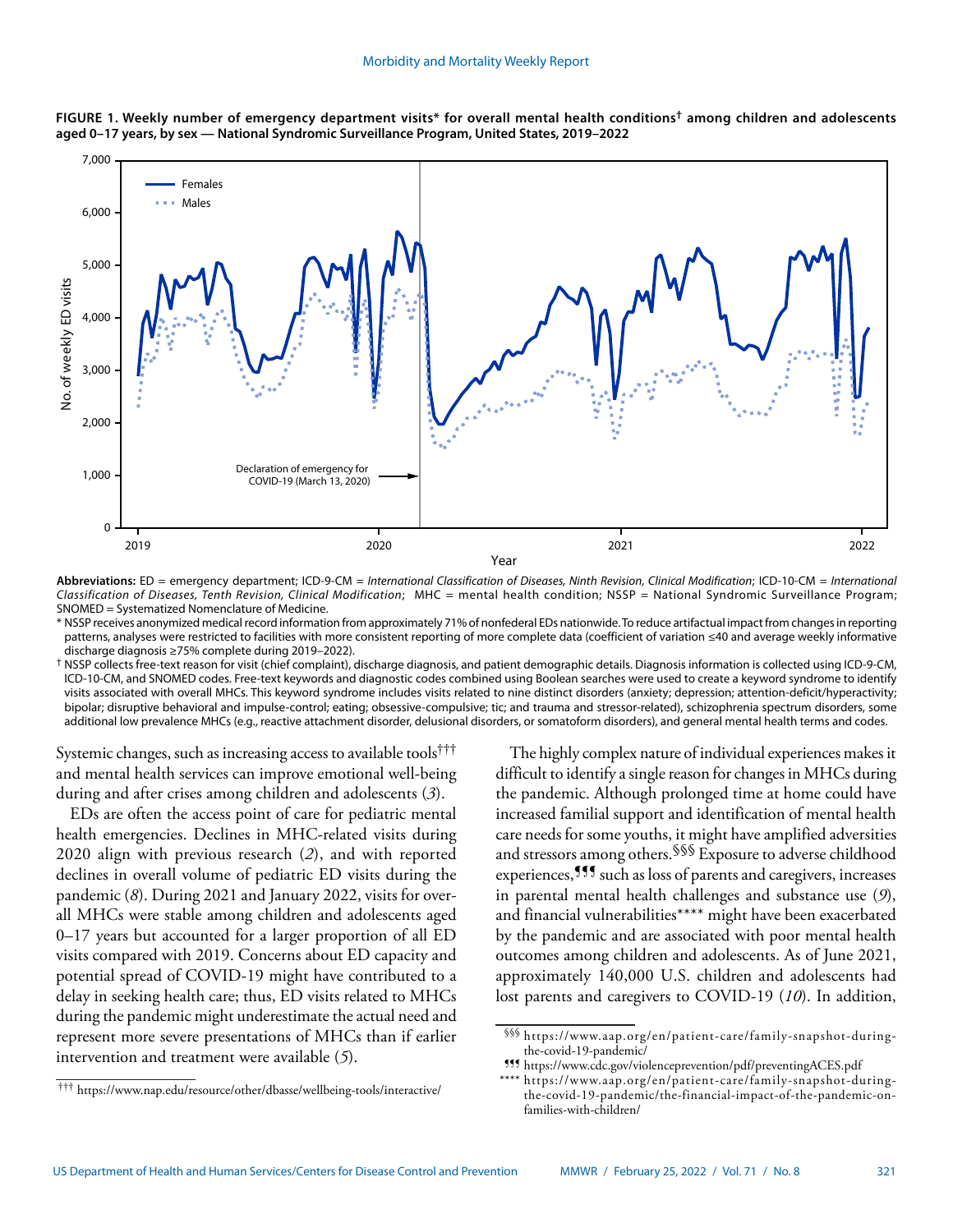**FIGURE 1. Weekly number of emergency department visits* for overall mental health conditions† among children and adolescents aged 0–17 years, by sex — National Syndromic Surveillance Program, United States, 2019–2022**

**Abbreviations:** ED = emergency department; ICD-9-CM = *International Classification of Diseases, Ninth Revision, Clinical Modification*; ICD-10-CM = *International Classification of Diseases, Tenth Revision, Clinical Modification*; MHC = mental health condition; NSSP = National Syndromic Surveillance Program; SNOMED = Systematized Nomenclature of Medicine.

\* NSSP receives anonymized medical record information from approximately 71% of nonfederal EDs nationwide. To reduce artifactual impact from changes in reporting patterns, analyses were restricted to facilities with more consistent reporting of more complete data (coefficient of variation ≤40 and average weekly informative discharge diagnosis ≥75% complete during 2019–2022).

† NSSP collects free-text reason for visit (chief complaint), discharge diagnosis, and patient demographic details. Diagnosis information is collected using ICD-9-CM, ICD-10-CM, and SNOMED codes. Free-text keywords and diagnostic codes combined using Boolean searches were used to create a keyword syndrome to identify visits associated with overall MHCs. This keyword syndrome includes visits related to nine distinct disorders (anxiety; depression; attention-deficit/hyperactivity; bipolar; disruptive behavioral and impulse-control; eating; obsessive-compulsive; tic; and trauma and stressor-related), schizophrenia spectrum disorders, some additional low prevalence MHCs (e.g., reactive attachment disorder, delusional disorders, or somatoform disorders), and general mental health terms and codes.

Systemic changes, such as increasing access to available tools††† and mental health services can improve emotional well-being during and after crises among children and adolescents (*3*).

EDs are often the access point of care for pediatric mental health emergencies. Declines in MHC-related visits during 2020 align with previous research (*2*), and with reported declines in overall volume of pediatric ED visits during the pandemic (*8*). During 2021 and January 2022, visits for overall MHCs were stable among children and adolescents aged 0–17 years but accounted for a larger proportion of all ED visits compared with 2019. Concerns about ED capacity and potential spread of COVID-19 might have contributed to a delay in seeking health care; thus, ED visits related to MHCs during the pandemic might underestimate the actual need and represent more severe presentations of MHCs than if earlier intervention and treatment were available (*5*).

The highly complex nature of individual experiences makes it difficult to identify a single reason for changes in MHCs during the pandemic. Although prolonged time at home could have increased familial support and identification of mental health care needs for some youths, it might have amplified adversities and stressors among others.§§§ Exposure to adverse childhood experiences,¶¶¶ such as loss of parents and caregivers, increases in parental mental health challenges and substance use (*9*), and financial vulnerabilities**** might have been exacerbated by the pandemic and are associated with poor mental health outcomes among children and adolescents. As of June 2021, approximately 140,000 U.S. children and adolescents had lost parents and caregivers to COVID-19 (*10*). In addition,

††† https://www.nap.edu/resource/other/dbasse/wellbeing-tools/interactive/

§§§ https://www.aap.org/en/patient-care/family-snapshot-during-the-covid-19-pandemic/

¶¶¶ https://www.cdc.gov/violenceprevention/pdf/preventingACES.pdf

**** https://www.aap.org/en/patient-care/family-snapshot-during-the-covid-19-pandemic/the-financial-impact-of-the-pandemic-on-families-with-children/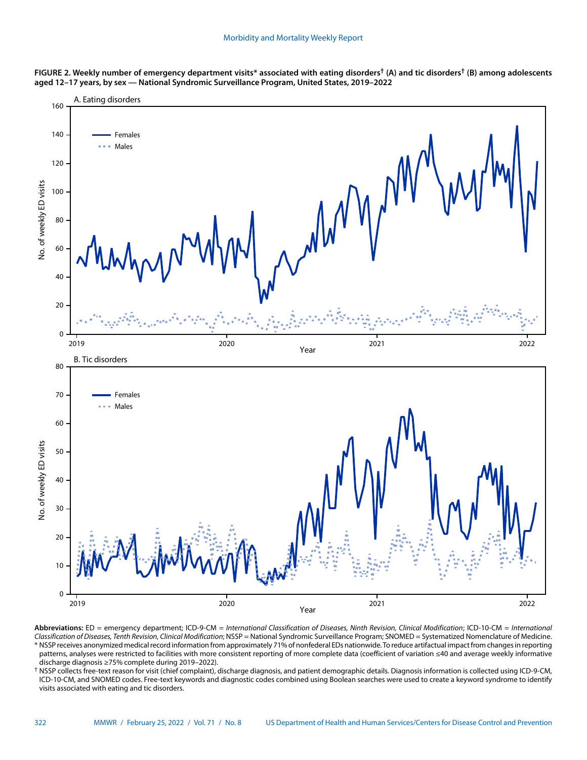**FIGURE 2. Weekly number of emergency department visits* associated with eating disorders† (A) and tic disorders† (B) among adolescents aged 12–17 years, by sex — National Syndromic Surveillance Program, United States, 2019–2022**

**Abbreviations:** ED = emergency department; ICD-9-CM = *International Classification of Diseases, Ninth Revision, Clinical Modification*; ICD-10-CM = *International Classification of Diseases, Tenth Revision, Clinical Modification*; NSSP = National Syndromic Surveillance Program; SNOMED = Systematized Nomenclature of Medicine.

\* NSSP receives anonymized medical record information from approximately 71% of nonfederal EDs nationwide. To reduce artifactual impact from changes in reporting patterns, analyses were restricted to facilities with more consistent reporting of more complete data (coefficient of variation ≤40 and average weekly informative discharge diagnosis ≥75% complete during 2019–2022).

† NSSP collects free-text reason for visit (chief complaint), discharge diagnosis, and patient demographic details. Diagnosis information is collected using ICD-9-CM, ICD-10-CM, and SNOMED codes. Free-text keywords and diagnostic codes combined using Boolean searches were used to create a keyword syndrome to identify visits associated with eating and tic disorders.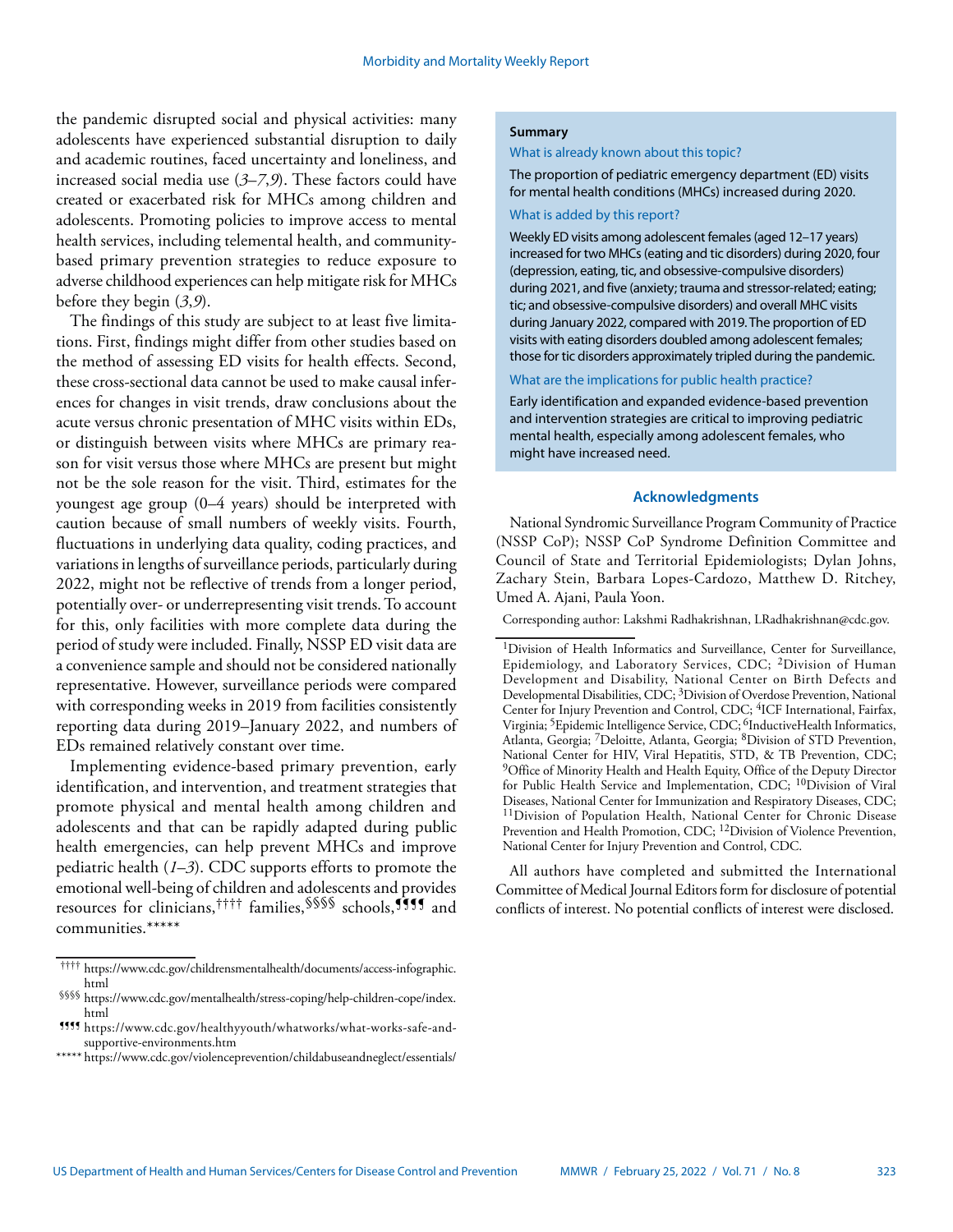the pandemic disrupted social and physical activities: many adolescents have experienced substantial disruption to daily and academic routines, faced uncertainty and loneliness, and increased social media use (*3–7*,*9*). These factors could have created or exacerbated risk for MHCs among children and adolescents. Promoting policies to improve access to mental health services, including telemental health, and community-based primary prevention strategies to reduce exposure to adverse childhood experiences can help mitigate risk for MHCs before they begin (*3*,*9*).

The findings of this study are subject to at least five limitations. First, findings might differ from other studies based on the method of assessing ED visits for health effects. Second, these cross-sectional data cannot be used to make causal inferences for changes in visit trends, draw conclusions about the acute versus chronic presentation of MHC visits within EDs, or distinguish between visits where MHCs are primary reason for visit versus those where MHCs are present but might not be the sole reason for the visit. Third, estimates for the youngest age group (0–4 years) should be interpreted with caution because of small numbers of weekly visits. Fourth, fluctuations in underlying data quality, coding practices, and variations in lengths of surveillance periods, particularly during 2022, might not be reflective of trends from a longer period, potentially over- or underrepresenting visit trends. To account for this, only facilities with more complete data during the period of study were included. Finally, NSSP ED visit data are a convenience sample and should not be considered nationally representative. However, surveillance periods were compared with corresponding weeks in 2019 from facilities consistently reporting data during 2019–January 2022, and numbers of EDs remained relatively constant over time.

Implementing evidence-based primary prevention, early identification, and intervention, and treatment strategies that promote physical and mental health among children and adolescents and that can be rapidly adapted during public health emergencies, can help prevent MHCs and improve pediatric health (*1–3*). CDC supports efforts to promote the emotional well-being of children and adolescents and provides resources for clinicians,[††††] families,[§§§§] schools,[¶¶¶¶] and communities.[*****]

[††††] https://www.cdc.gov/childrensmentalhealth/documents/access-infographic.html

[§§§§] https://www.cdc.gov/mentalhealth/stress-coping/help-children-cope/index.html

[¶¶¶¶] https://www.cdc.gov/healthyyouth/whatworks/what-works-safe-and-supportive-environments.htm

[*****] https://www.cdc.gov/violenceprevention/childabuseandneglect/essentials/

**Summary**

What is already known about this topic?

The proportion of pediatric emergency department (ED) visits for mental health conditions (MHCs) increased during 2020.

What is added by this report?

Weekly ED visits among adolescent females (aged 12–17 years) increased for two MHCs (eating and tic disorders) during 2020, four (depression, eating, tic, and obsessive-compulsive disorders) during 2021, and five (anxiety; trauma and stressor-related; eating; tic; and obsessive-compulsive disorders) and overall MHC visits during January 2022, compared with 2019. The proportion of ED visits with eating disorders doubled among adolescent females; those for tic disorders approximately tripled during the pandemic.

What are the implications for public health practice?

Early identification and expanded evidence-based prevention and intervention strategies are critical to improving pediatric mental health, especially among adolescent females, who might have increased need.

## Acknowledgments

National Syndromic Surveillance Program Community of Practice (NSSP CoP); NSSP CoP Syndrome Definition Committee and Council of State and Territorial Epidemiologists; Dylan Johns, Zachary Stein, Barbara Lopes-Cardozo, Matthew D. Ritchey, Umed A. Ajani, Paula Yoon.

Corresponding author: Lakshmi Radhakrishnan, LRadhakrishnan@cdc.gov.

[1]Division of Health Informatics and Surveillance, Center for Surveillance, Epidemiology, and Laboratory Services, CDC; [2]Division of Human Development and Disability, National Center on Birth Defects and Developmental Disabilities, CDC; [3]Division of Overdose Prevention, National Center for Injury Prevention and Control, CDC; [4]ICF International, Fairfax, Virginia; [5]Epidemic Intelligence Service, CDC; [6]InductiveHealth Informatics, Atlanta, Georgia; [7]Deloitte, Atlanta, Georgia; [8]Division of STD Prevention, National Center for HIV, Viral Hepatitis, STD, & TB Prevention, CDC; [9]Office of Minority Health and Health Equity, Office of the Deputy Director for Public Health Service and Implementation, CDC; [10]Division of Viral Diseases, National Center for Immunization and Respiratory Diseases, CDC; [11]Division of Population Health, National Center for Chronic Disease Prevention and Health Promotion, CDC; [12]Division of Violence Prevention, National Center for Injury Prevention and Control, CDC.

All authors have completed and submitted the International Committee of Medical Journal Editors form for disclosure of potential conflicts of interest. No potential conflicts of interest were disclosed.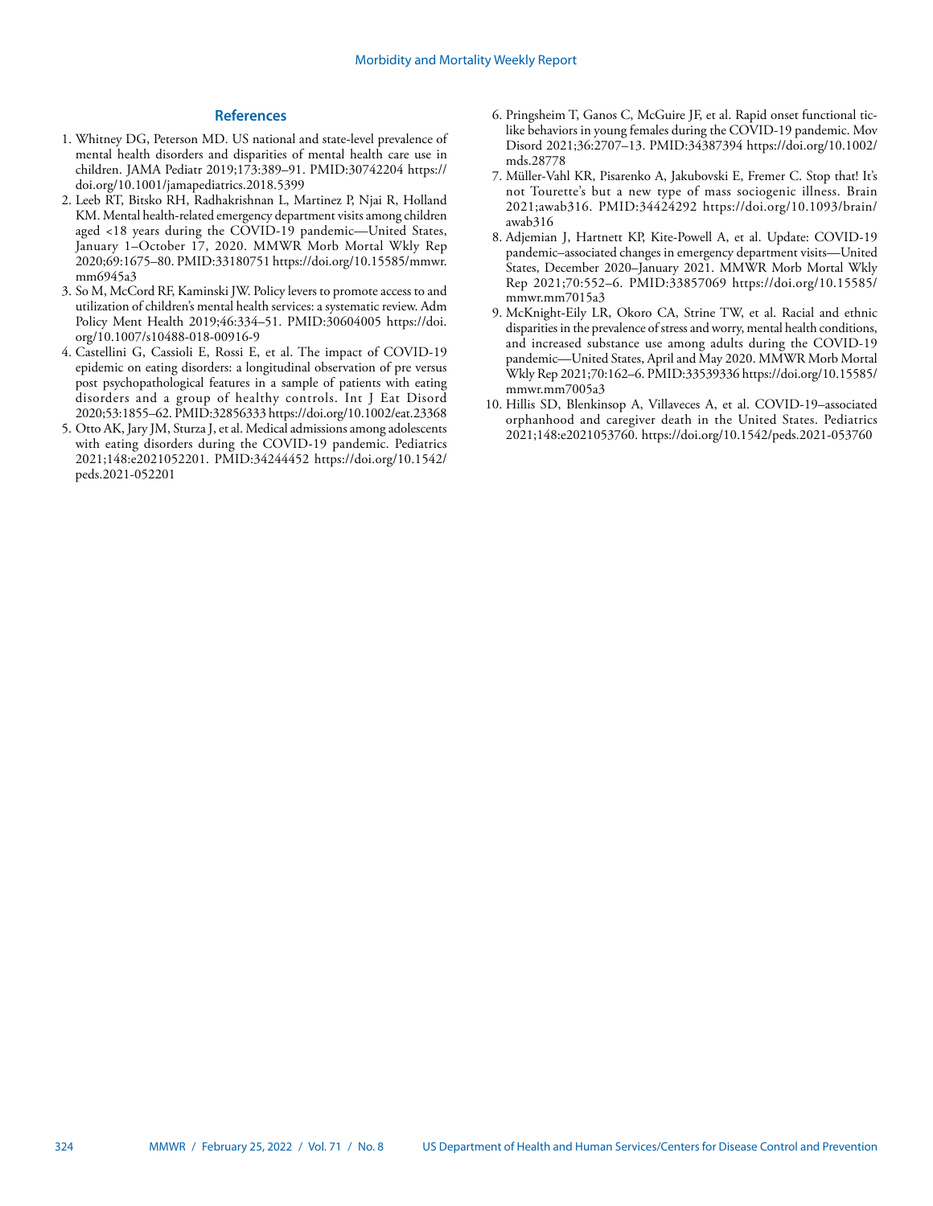## References

1. Whitney DG, Peterson MD. US national and state-level prevalence of mental health disorders and disparities of mental health care use in children. JAMA Pediatr 2019;173:389–91. PMID:30742204 https://doi.org/10.1001/jamapediatrics.2018.5399
2. Leeb RT, Bitsko RH, Radhakrishnan L, Martinez P, Njai R, Holland KM. Mental health-related emergency department visits among children aged <18 years during the COVID-19 pandemic—United States, January 1–October 17, 2020. MMWR Morb Mortal Wkly Rep 2020;69:1675–80. PMID:33180751 https://doi.org/10.15585/mmwr.mm6945a3
3. So M, McCord RF, Kaminski JW. Policy levers to promote access to and utilization of children's mental health services: a systematic review. Adm Policy Ment Health 2019;46:334–51. PMID:30604005 https://doi.org/10.1007/s10488-018-00916-9
4. Castellini G, Cassioli E, Rossi E, et al. The impact of COVID-19 epidemic on eating disorders: a longitudinal observation of pre versus post psychopathological features in a sample of patients with eating disorders and a group of healthy controls. Int J Eat Disord 2020;53:1855–62. PMID:32856333 https://doi.org/10.1002/eat.23368
5. Otto AK, Jary JM, Sturza J, et al. Medical admissions among adolescents with eating disorders during the COVID-19 pandemic. Pediatrics 2021;148:e2021052201. PMID:34244452 https://doi.org/10.1542/peds.2021-052201
6. Pringsheim T, Ganos C, McGuire JF, et al. Rapid onset functional tic-like behaviors in young females during the COVID-19 pandemic. Mov Disord 2021;36:2707–13. PMID:34387394 https://doi.org/10.1002/mds.28778
7. Müller-Vahl KR, Pisarenko A, Jakubovski E, Fremer C. Stop that! It's not Tourette's but a new type of mass sociogenic illness. Brain 2021;awab316. PMID:34424292 https://doi.org/10.1093/brain/awab316
8. Adjemian J, Hartnett KP, Kite-Powell A, et al. Update: COVID-19 pandemic–associated changes in emergency department visits—United States, December 2020–January 2021. MMWR Morb Mortal Wkly Rep 2021;70:552–6. PMID:33857069 https://doi.org/10.15585/mmwr.mm7015a3
9. McKnight-Eily LR, Okoro CA, Strine TW, et al. Racial and ethnic disparities in the prevalence of stress and worry, mental health conditions, and increased substance use among adults during the COVID-19 pandemic—United States, April and May 2020. MMWR Morb Mortal Wkly Rep 2021;70:162–6. PMID:33539336 https://doi.org/10.15585/mmwr.mm7005a3
10. Hillis SD, Blenkinsop A, Villaveces A, et al. COVID-19–associated orphanhood and caregiver death in the United States. Pediatrics 2021;148:e2021053760. https://doi.org/10.1542/peds.2021-053760